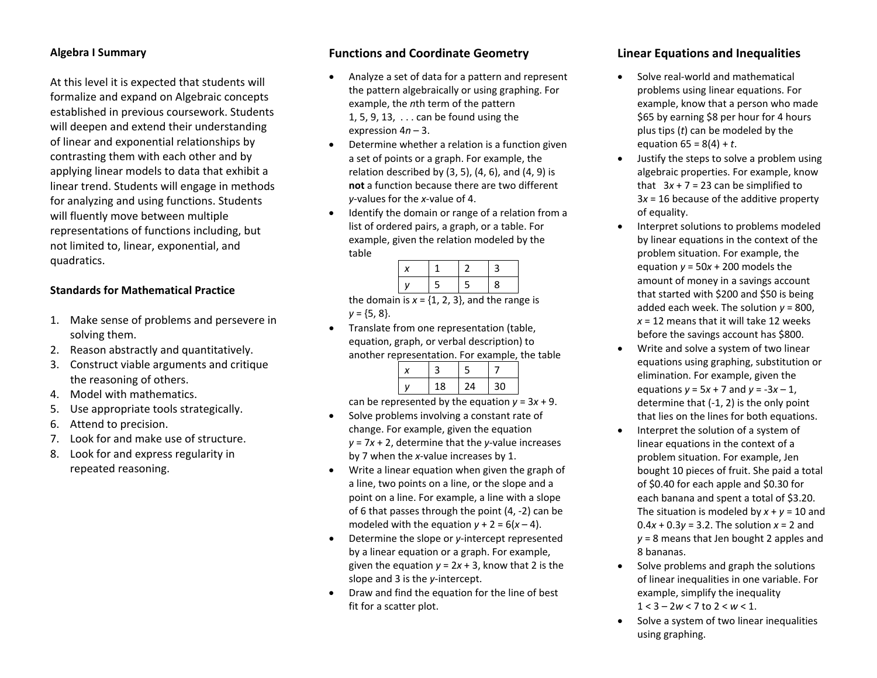## Algebra I Summary

At this level it is expected that students will formalize and expand on Algebraic concepts established in previous coursework. Students will deepen and extend their understanding of linear and exponential relationships by contrasting them with each other and by applying linear models to data that exhibit a linear trend. Students will engage in methods for analyzing and using functions. Students will fluently move between multiple representations of functions including, but not limited to, linear, exponential, and quadratics.

### Standards for Mathematical Practice

1. Make sense of problems and persevere in solving them.
2. Reason abstractly and quantitatively.
3. Construct viable arguments and critique the reasoning of others.
4. Model with mathematics.
5. Use appropriate tools strategically.
6. Attend to precision.
7. Look for and make use of structure.
8. Look for and express regularity in repeated reasoning.

## Functions and Coordinate Geometry

- Analyze a set of data for a pattern and represent the pattern algebraically or using graphing. For example, the $n$th term of the pattern 1, 5, 9, 13, . . . can be found using the expression $4n – 3$.
- Determine whether a relation is a function given a set of points or a graph. For example, the relation described by (3, 5), (4, 6), and (4, 9) is **not** a function because there are two different $y$-values for the $x$-value of 4.
- Identify the domain or range of a relation from a list of ordered pairs, a graph, or a table. For example, given the relation modeled by the table

| $x$ | 1 | 2 | 3 |
|---|---|---|---|
| $y$ | 5 | 5 | 8 |

  the domain is $x = \{1, 2, 3\}$, and the range is $y = \{5, 8\}$.
- Translate from one representation (table, equation, graph, or verbal description) to another representation. For example, the table

| $x$ | 3 | 5 | 7 |
|---|---|---|---|
| $y$ | 18 | 24 | 30 |

  can be represented by the equation $y = 3x + 9$.
- Solve problems involving a constant rate of change. For example, given the equation $y = 7x + 2$, determine that the $y$-value increases by 7 when the $x$-value increases by 1.
- Write a linear equation when given the graph of a line, two points on a line, or the slope and a point on a line. For example, a line with a slope of 6 that passes through the point (4, -2) can be modeled with the equation $y + 2 = 6(x – 4)$.
- Determine the slope or $y$-intercept represented by a linear equation or a graph. For example, given the equation $y = 2x + 3$, know that 2 is the slope and 3 is the $y$-intercept.
- Draw and find the equation for the line of best fit for a scatter plot.

## Linear Equations and Inequalities

- Solve real-world and mathematical problems using linear equations. For example, know that a person who made \$65 by earning \$8 per hour for 4 hours plus tips ($t$) can be modeled by the equation $65 = 8(4) + t$.
- Justify the steps to solve a problem using algebraic properties. For example, know that $3x + 7 = 23$ can be simplified to $3x = 16$ because of the additive property of equality.
- Interpret solutions to problems modeled by linear equations in the context of the problem situation. For example, the equation $y = 50x + 200$ models the amount of money in a savings account that started with \$200 and \$50 is being added each week. The solution $y = 800$, $x = 12$ means that it will take 12 weeks before the savings account has \$800.
- Write and solve a system of two linear equations using graphing, substitution or elimination. For example, given the equations $y = 5x + 7$ and $y = -3x – 1$, determine that (-1, 2) is the only point that lies on the lines for both equations.
- Interpret the solution of a system of linear equations in the context of a problem situation. For example, Jen bought 10 pieces of fruit. She paid a total of \$0.40 for each apple and \$0.30 for each banana and spent a total of \$3.20. The situation is modeled by $x + y = 10$ and $0.4x + 0.3y = 3.2$. The solution $x = 2$ and $y = 8$ means that Jen bought 2 apples and 8 bananas.
- Solve problems and graph the solutions of linear inequalities in one variable. For example, simplify the inequality $1 < 3 – 2w < 7$ to $2 < w < 1$.
- Solve a system of two linear inequalities using graphing.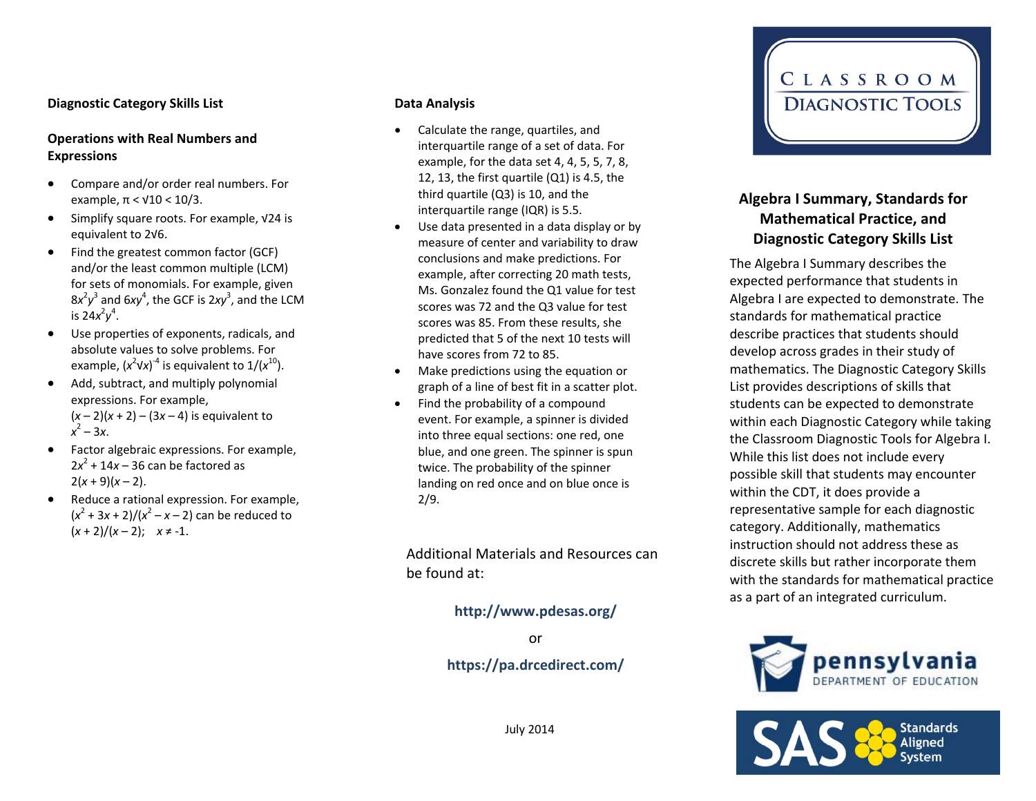**Diagnostic Category Skills List**

**Operations with Real Numbers and Expressions**

- Compare and/or order real numbers. For example, $\pi < \sqrt{10} < 10/3$.
- Simplify square roots. For example, $\sqrt{24}$ is equivalent to $2\sqrt{6}$.
- Find the greatest common factor (GCF) and/or the least common multiple (LCM) for sets of monomials. For example, given $8x^2y^3$ and $6xy^4$, the GCF is $2xy^3$, and the LCM is $24x^2y^4$.
- Use properties of exponents, radicals, and absolute values to solve problems. For example, $(x^2\sqrt{x})^{-4}$ is equivalent to $1/(x^{10})$.
- Add, subtract, and multiply polynomial expressions. For example, $(x - 2)(x + 2) - (3x - 4)$ is equivalent to $x^2 - 3x$.
- Factor algebraic expressions. For example, $2x^2 + 14x - 36$ can be factored as $2(x + 9)(x - 2)$.
- Reduce a rational expression. For example, $(x^2 + 3x + 2)/(x^2 - x - 2)$ can be reduced to $(x + 2)/(x - 2)$; $x \neq -1$.

**Data Analysis**

- Calculate the range, quartiles, and interquartile range of a set of data. For example, for the data set 4, 4, 5, 5, 7, 8, 12, 13, the first quartile (Q1) is 4.5, the third quartile (Q3) is 10, and the interquartile range (IQR) is 5.5.
- Use data presented in a data display or by measure of center and variability to draw conclusions and make predictions. For example, after correcting 20 math tests, Ms. Gonzalez found the Q1 value for test scores was 72 and the Q3 value for test scores was 85. From these results, she predicted that 5 of the next 10 tests will have scores from 72 to 85.
- Make predictions using the equation or graph of a line of best fit in a scatter plot.
- Find the probability of a compound event. For example, a spinner is divided into three equal sections: one red, one blue, and one green. The spinner is spun twice. The probability of the spinner landing on red once and on blue once is 2/9.

Additional Materials and Resources can be found at:

**http://www.pdesas.org/**

or

**https://pa.drcedirect.com/**

July 2014

CLASSROOM DIAGNOSTIC TOOLS

## Algebra I Summary, Standards for Mathematical Practice, and Diagnostic Category Skills List

The Algebra I Summary describes the expected performance that students in Algebra I are expected to demonstrate. The standards for mathematical practice describe practices that students should develop across grades in their study of mathematics. The Diagnostic Category Skills List provides descriptions of skills that students can be expected to demonstrate within each Diagnostic Category while taking the Classroom Diagnostic Tools for Algebra I. While this list does not include every possible skill that students may encounter within the CDT, it does provide a representative sample for each diagnostic category. Additionally, mathematics instruction should not address these as discrete skills but rather incorporate them with the standards for mathematical practice as a part of an integrated curriculum.

pennsylvania DEPARTMENT OF EDUCATION

SAS Standards Aligned System